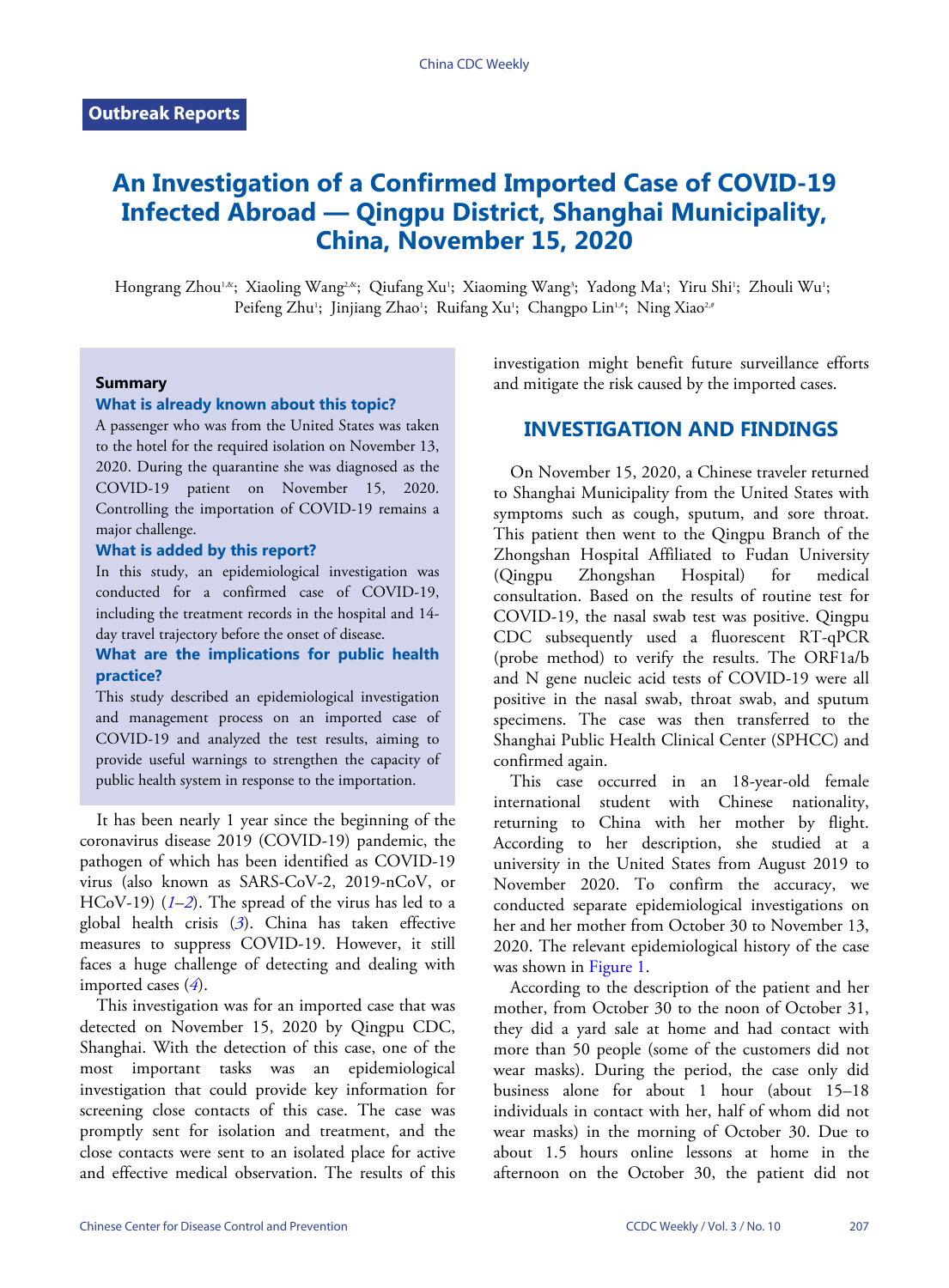# Outbreak Reports

# An Investigation of a Confirmed Imported Case of COVID-19 Infected Abroad — Qingpu District, Shanghai Municipality, China, November 15, 2020

Hongrang Zhou[1,&]; Xiaoling Wang[2,&]; Qiufang Xu[1]; Xiaoming Wang[3]; Yadong Ma[1]; Yiru Shi[1]; Zhouli Wu[1]; Peifeng Zhu[1]; Jinjiang Zhao[1]; Ruifang Xu[1]; Changpo Lin[1,#]; Ning Xiao[2,#]

## Summary

### What is already known about this topic?

A passenger who was from the United States was taken to the hotel for the required isolation on November 13, 2020. During the quarantine she was diagnosed as the COVID-19 patient on November 15, 2020. Controlling the importation of COVID-19 remains a major challenge.

### What is added by this report?

In this study, an epidemiological investigation was conducted for a confirmed case of COVID-19, including the treatment records in the hospital and 14-day travel trajectory before the onset of disease.

### What are the implications for public health practice?

This study described an epidemiological investigation and management process on an imported case of COVID-19 and analyzed the test results, aiming to provide useful warnings to strengthen the capacity of public health system in response to the importation.

It has been nearly 1 year since the beginning of the coronavirus disease 2019 (COVID-19) pandemic, the pathogen of which has been identified as COVID-19 virus (also known as SARS-CoV-2, 2019-nCoV, or HCoV-19) (*1*–*2*). The spread of the virus has led to a global health crisis (*3*). China has taken effective measures to suppress COVID-19. However, it still faces a huge challenge of detecting and dealing with imported cases (*4*).

This investigation was for an imported case that was detected on November 15, 2020 by Qingpu CDC, Shanghai. With the detection of this case, one of the most important tasks was an epidemiological investigation that could provide key information for screening close contacts of this case. The case was promptly sent for isolation and treatment, and the close contacts were sent to an isolated place for active and effective medical observation. The results of this investigation might benefit future surveillance efforts and mitigate the risk caused by the imported cases.

## INVESTIGATION AND FINDINGS

On November 15, 2020, a Chinese traveler returned to Shanghai Municipality from the United States with symptoms such as cough, sputum, and sore throat. This patient then went to the Qingpu Branch of the Zhongshan Hospital Affiliated to Fudan University (Qingpu Zhongshan Hospital) for medical consultation. Based on the results of routine test for COVID-19, the nasal swab test was positive. Qingpu CDC subsequently used a fluorescent RT-qPCR (probe method) to verify the results. The ORF1a/b and N gene nucleic acid tests of COVID-19 were all positive in the nasal swab, throat swab, and sputum specimens. The case was then transferred to the Shanghai Public Health Clinical Center (SPHCC) and confirmed again.

This case occurred in an 18-year-old female international student with Chinese nationality, returning to China with her mother by flight. According to her description, she studied at a university in the United States from August 2019 to November 2020. To confirm the accuracy, we conducted separate epidemiological investigations on her and her mother from October 30 to November 13, 2020. The relevant epidemiological history of the case was shown in Figure 1.

According to the description of the patient and her mother, from October 30 to the noon of October 31, they did a yard sale at home and had contact with more than 50 people (some of the customers did not wear masks). During the period, the case only did business alone for about 1 hour (about 15–18 individuals in contact with her, half of whom did not wear masks) in the morning of October 30. Due to about 1.5 hours online lessons at home in the afternoon on the October 30, the patient did not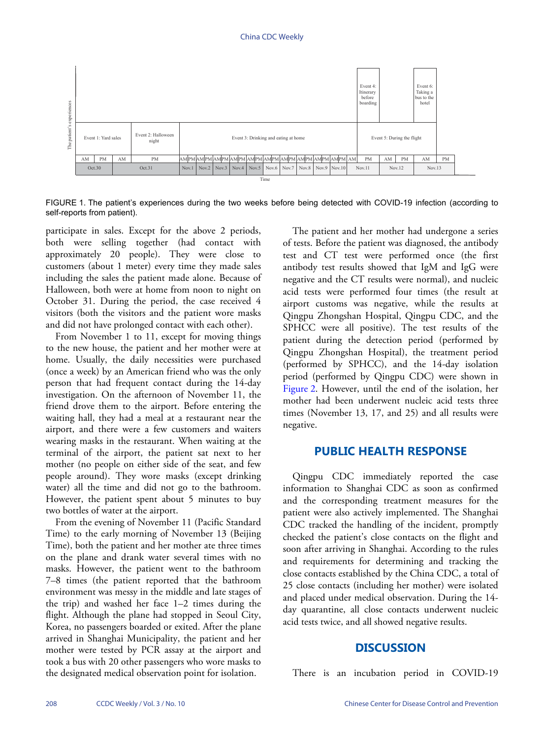| Time | The patient's experiences |
|---|---|
| Oct.30 AM – Oct.31 AM | Event 1: Yard sales |
| Oct.31 PM | Event 2: Halloween night |
| Nov.1 AM – Nov.11 AM | Event 3: Drinking and eating at home |
| Nov.11 PM | Event 4: Itinerary before boarding |
| Nov.11 PM – Nov.13 AM | Event 5: During the flight |
| Nov.13 AM | Event 6: Taking a bus to the hotel |

FIGURE 1. The patient's experiences during the two weeks before being detected with COVID-19 infection (according to self-reports from patient).

participate in sales. Except for the above 2 periods, both were selling together (had contact with approximately 20 people). They were close to customers (about 1 meter) every time they made sales including the sales the patient made alone. Because of Halloween, both were at home from noon to night on October 31. During the period, the case received 4 visitors (both the visitors and the patient wore masks and did not have prolonged contact with each other).

From November 1 to 11, except for moving things to the new house, the patient and her mother were at home. Usually, the daily necessities were purchased (once a week) by an American friend who was the only person that had frequent contact during the 14-day investigation. On the afternoon of November 11, the friend drove them to the airport. Before entering the waiting hall, they had a meal at a restaurant near the airport, and there were a few customers and waiters wearing masks in the restaurant. When waiting at the terminal of the airport, the patient sat next to her mother (no people on either side of the seat, and few people around). They wore masks (except drinking water) all the time and did not go to the bathroom. However, the patient spent about 5 minutes to buy two bottles of water at the airport.

From the evening of November 11 (Pacific Standard Time) to the early morning of November 13 (Beijing Time), both the patient and her mother ate three times on the plane and drank water several times with no masks. However, the patient went to the bathroom 7–8 times (the patient reported that the bathroom environment was messy in the middle and late stages of the trip) and washed her face 1–2 times during the flight. Although the plane had stopped in Seoul City, Korea, no passengers boarded or exited. After the plane arrived in Shanghai Municipality, the patient and her mother were tested by PCR assay at the airport and took a bus with 20 other passengers who wore masks to the designated medical observation point for isolation.

The patient and her mother had undergone a series of tests. Before the patient was diagnosed, the antibody test and CT test were performed once (the first antibody test results showed that IgM and IgG were negative and the CT results were normal), and nucleic acid tests were performed four times (the result at airport customs was negative, while the results at Qingpu Zhongshan Hospital, Qingpu CDC, and the SPHCC were all positive). The test results of the patient during the detection period (performed by Qingpu Zhongshan Hospital), the treatment period (performed by SPHCC), and the 14-day isolation period (performed by Qingpu CDC) were shown in Figure 2. However, until the end of the isolation, her mother had been underwent nucleic acid tests three times (November 13, 17, and 25) and all results were negative.

## PUBLIC HEALTH RESPONSE

Qingpu CDC immediately reported the case information to Shanghai CDC as soon as confirmed and the corresponding treatment measures for the patient were also actively implemented. The Shanghai CDC tracked the handling of the incident, promptly checked the patient's close contacts on the flight and soon after arriving in Shanghai. According to the rules and requirements for determining and tracking the close contacts established by the China CDC, a total of 25 close contacts (including her mother) were isolated and placed under medical observation. During the 14-day quarantine, all close contacts underwent nucleic acid tests twice, and all showed negative results.

## DISCUSSION

There is an incubation period in COVID-19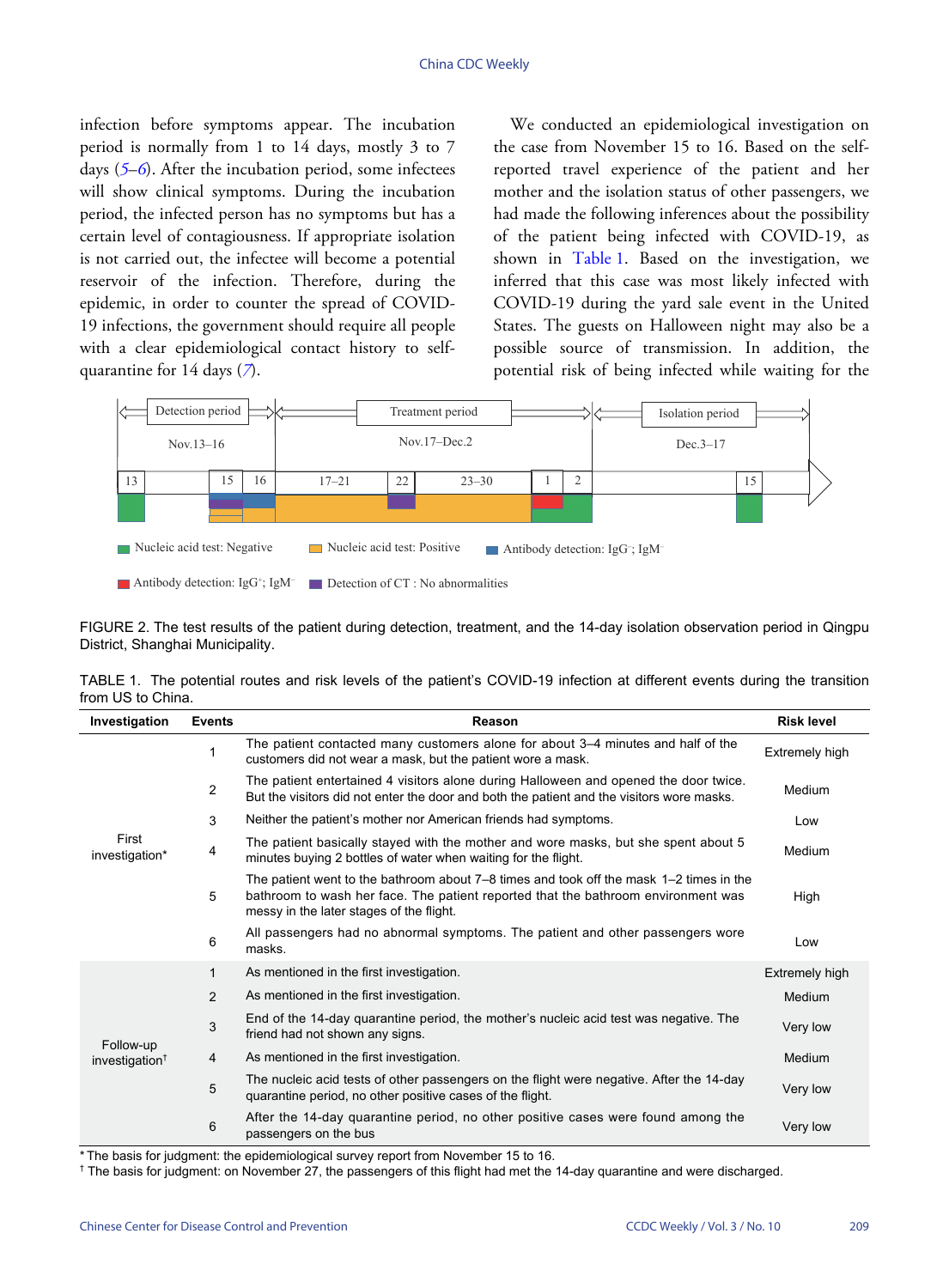infection before symptoms appear. The incubation period is normally from 1 to 14 days, mostly 3 to 7 days (5–6). After the incubation period, some infectees will show clinical symptoms. During the incubation period, the infected person has no symptoms but has a certain level of contagiousness. If appropriate isolation is not carried out, the infectee will become a potential reservoir of the infection. Therefore, during the epidemic, in order to counter the spread of COVID-19 infections, the government should require all people with a clear epidemiological contact history to self-quarantine for 14 days (7).

We conducted an epidemiological investigation on the case from November 15 to 16. Based on the self-reported travel experience of the patient and her mother and the isolation status of other passengers, we had made the following inferences about the possibility of the patient being infected with COVID-19, as shown in Table 1. Based on the investigation, we inferred that this case was most likely infected with COVID-19 during the yard sale event in the United States. The guests on Halloween night may also be a possible source of transmission. In addition, the potential risk of being infected while waiting for the

Detection period: Nov.13–16 | Treatment period: Nov.17–Dec.2 | Isolation period: Dec.3–17

13 | 15 | 16 | 17–21 | 22 | 23–30 | 1 | 2 | 15

Nucleic acid test: Negative; Nucleic acid test: Positive; Antibody detection: $IgG^-$; $IgM^-$; Antibody detection: $IgG^+$; $IgM^-$; Detection of CT : No abnormalities

FIGURE 2. The test results of the patient during detection, treatment, and the 14-day isolation observation period in Qingpu District, Shanghai Municipality.

TABLE 1. The potential routes and risk levels of the patient's COVID-19 infection at different events during the transition from US to China.

| Investigation | Events | Reason | Risk level |
|---|---|---|---|
| First investigation* | 1 | The patient contacted many customers alone for about 3–4 minutes and half of the customers did not wear a mask, but the patient wore a mask. | Extremely high |
| | 2 | The patient entertained 4 visitors alone during Halloween and opened the door twice. But the visitors did not enter the door and both the patient and the visitors wore masks. | Medium |
| | 3 | Neither the patient's mother nor American friends had symptoms. | Low |
| | 4 | The patient basically stayed with the mother and wore masks, but she spent about 5 minutes buying 2 bottles of water when waiting for the flight. | Medium |
| | 5 | The patient went to the bathroom about 7–8 times and took off the mask 1–2 times in the bathroom to wash her face. The patient reported that the bathroom environment was messy in the later stages of the flight. | High |
| | 6 | All passengers had no abnormal symptoms. The patient and other passengers wore masks. | Low |
| Follow-up investigation† | 1 | As mentioned in the first investigation. | Extremely high |
| | 2 | As mentioned in the first investigation. | Medium |
| | 3 | End of the 14-day quarantine period, the mother's nucleic acid test was negative. The friend had not shown any signs. | Very low |
| | 4 | As mentioned in the first investigation. | Medium |
| | 5 | The nucleic acid tests of other passengers on the flight were negative. After the 14-day quarantine period, no other positive cases of the flight. | Very low |
| | 6 | After the 14-day quarantine period, no other positive cases were found among the passengers on the bus | Very low |

* The basis for judgment: the epidemiological survey report from November 15 to 16.

† The basis for judgment: on November 27, the passengers of this flight had met the 14-day quarantine and were discharged.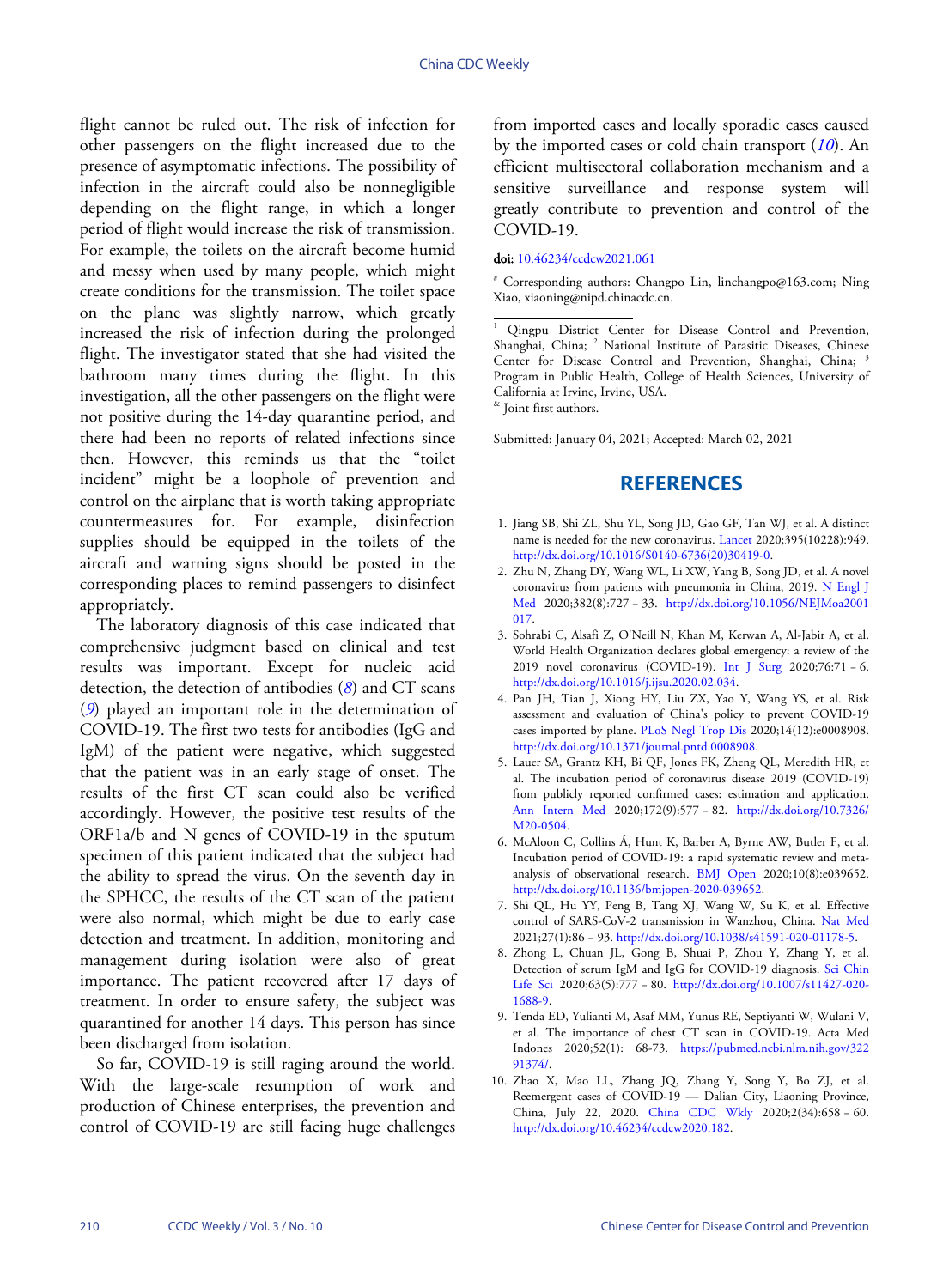flight cannot be ruled out. The risk of infection for other passengers on the flight increased due to the presence of asymptomatic infections. The possibility of infection in the aircraft could also be nonnegligible depending on the flight range, in which a longer period of flight would increase the risk of transmission. For example, the toilets on the aircraft become humid and messy when used by many people, which might create conditions for the transmission. The toilet space on the plane was slightly narrow, which greatly increased the risk of infection during the prolonged flight. The investigator stated that she had visited the bathroom many times during the flight. In this investigation, all the other passengers on the flight were not positive during the 14-day quarantine period, and there had been no reports of related infections since then. However, this reminds us that the "toilet incident" might be a loophole of prevention and control on the airplane that is worth taking appropriate countermeasures for. For example, disinfection supplies should be equipped in the toilets of the aircraft and warning signs should be posted in the corresponding places to remind passengers to disinfect appropriately.

The laboratory diagnosis of this case indicated that comprehensive judgment based on clinical and test results was important. Except for nucleic acid detection, the detection of antibodies (*8*) and CT scans (*9*) played an important role in the determination of COVID-19. The first two tests for antibodies (IgG and IgM) of the patient were negative, which suggested that the patient was in an early stage of onset. The results of the first CT scan could also be verified accordingly. However, the positive test results of the ORF1a/b and N genes of COVID-19 in the sputum specimen of this patient indicated that the subject had the ability to spread the virus. On the seventh day in the SPHCC, the results of the CT scan of the patient were also normal, which might be due to early case detection and treatment. In addition, monitoring and management during isolation were also of great importance. The patient recovered after 17 days of treatment. In order to ensure safety, the subject was quarantined for another 14 days. This person has since been discharged from isolation.

So far, COVID-19 is still raging around the world. With the large-scale resumption of work and production of Chinese enterprises, the prevention and control of COVID-19 are still facing huge challenges from imported cases and locally sporadic cases caused by the imported cases or cold chain transport (*10*). An efficient multisectoral collaboration mechanism and a sensitive surveillance and response system will greatly contribute to prevention and control of the COVID-19.

**doi:** 10.46234/ccdcw2021.061

[#] Corresponding authors: Changpo Lin, linchangpo@163.com; Ning Xiao, xiaoning@nipd.chinacdc.cn.

[1] Qingpu District Center for Disease Control and Prevention, Shanghai, China; [2] National Institute of Parasitic Diseases, Chinese Center for Disease Control and Prevention, Shanghai, China; [3] Program in Public Health, College of Health Sciences, University of California at Irvine, Irvine, USA.

[&] Joint first authors.

Submitted: January 04, 2021; Accepted: March 02, 2021

## REFERENCES

1. Jiang SB, Shi ZL, Shu YL, Song JD, Gao GF, Tan WJ, et al. A distinct name is needed for the new coronavirus. Lancet 2020;395(10228):949. http://dx.doi.org/10.1016/S0140-6736(20)30419-0.
2. Zhu N, Zhang DY, Wang WL, Li XW, Yang B, Song JD, et al. A novel coronavirus from patients with pneumonia in China, 2019. N Engl J Med 2020;382(8):727 – 33. http://dx.doi.org/10.1056/NEJMoa2001017.
3. Sohrabi C, Alsafi Z, O'Neill N, Khan M, Kerwan A, Al-Jabir A, et al. World Health Organization declares global emergency: a review of the 2019 novel coronavirus (COVID-19). Int J Surg 2020;76:71 – 6. http://dx.doi.org/10.1016/j.ijsu.2020.02.034.
4. Pan JH, Tian J, Xiong HY, Liu ZX, Yao Y, Wang YS, et al. Risk assessment and evaluation of China's policy to prevent COVID-19 cases imported by plane. PLoS Negl Trop Dis 2020;14(12):e0008908. http://dx.doi.org/10.1371/journal.pntd.0008908.
5. Lauer SA, Grantz KH, Bi QF, Jones FK, Zheng QL, Meredith HR, et al. The incubation period of coronavirus disease 2019 (COVID-19) from publicly reported confirmed cases: estimation and application. Ann Intern Med 2020;172(9):577 – 82. http://dx.doi.org/10.7326/M20-0504.
6. McAloon C, Collins Á, Hunt K, Barber A, Byrne AW, Butler F, et al. Incubation period of COVID-19: a rapid systematic review and meta-analysis of observational research. BMJ Open 2020;10(8):e039652. http://dx.doi.org/10.1136/bmjopen-2020-039652.
7. Shi QL, Hu YY, Peng B, Tang XJ, Wang W, Su K, et al. Effective control of SARS-CoV-2 transmission in Wanzhou, China. Nat Med 2021;27(1):86 – 93. http://dx.doi.org/10.1038/s41591-020-01178-5.
8. Zhong L, Chuan JL, Gong B, Shuai P, Zhou Y, Zhang Y, et al. Detection of serum IgM and IgG for COVID-19 diagnosis. Sci China Life Sci 2020;63(5):777 – 80. http://dx.doi.org/10.1007/s11427-020-1688-9.
9. Tenda ED, Yulianti M, Asaf MM, Yunus RE, Septiyanti W, Wulani V, et al. The importance of chest CT scan in COVID-19. Acta Med Indones 2020;52(1): 68-73. https://pubmed.ncbi.nlm.nih.gov/32291374/.
10. Zhao X, Mao LL, Zhang JQ, Zhang Y, Song Y, Bo ZJ, et al. Reemergent cases of COVID-19 — Dalian City, Liaoning Province, China, July 22, 2020. China CDC Wkly 2020;2(34):658 – 60. http://dx.doi.org/10.46234/ccdcw2020.182.